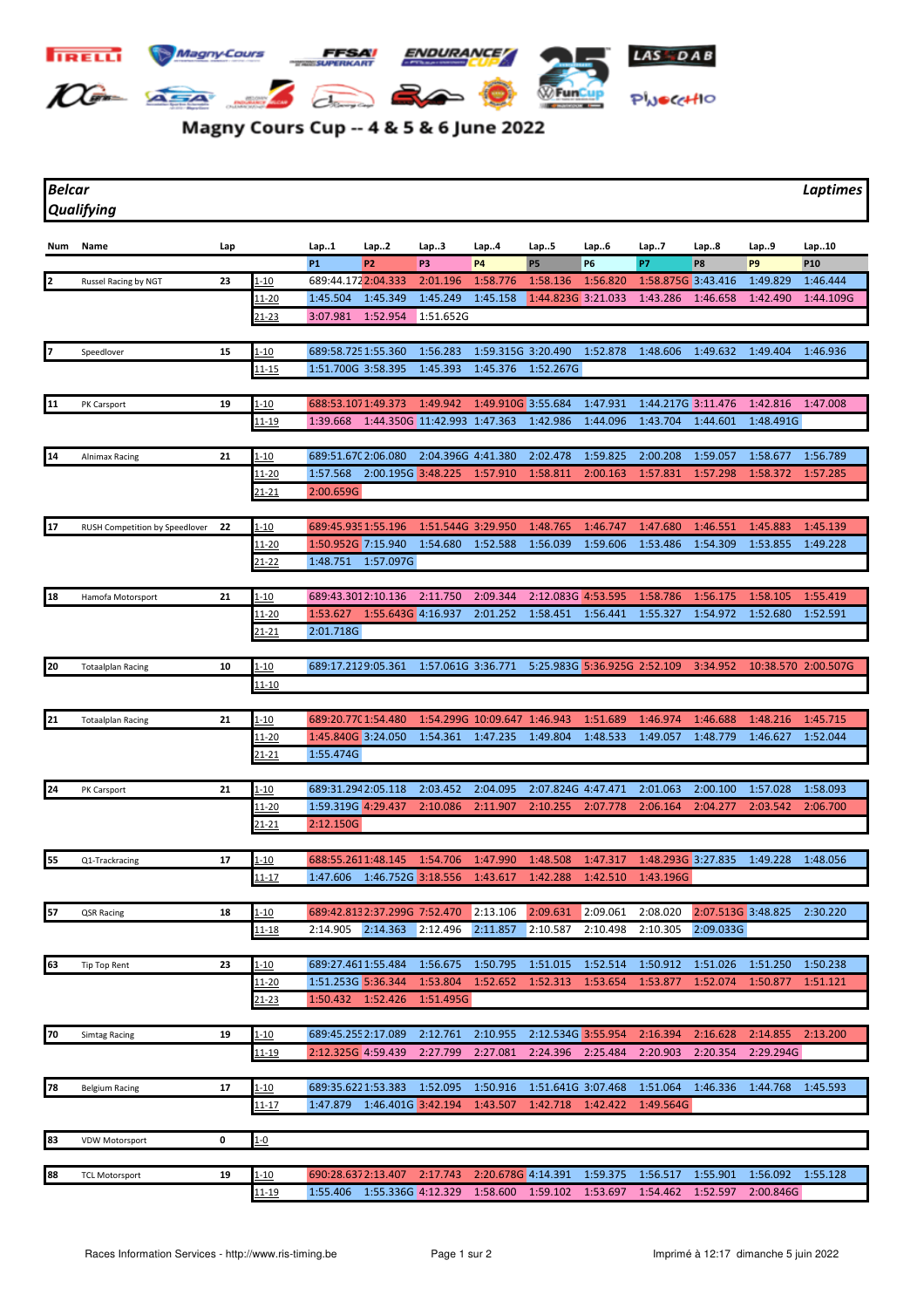# Magny Cours Cup -- 4 & 5 & 6 June 2022

**Belcar** — *Laptimes*

**Qualifying**

| Num | Name | Lap | | Lap..1 | Lap..2 | Lap..3 | Lap..4 | Lap..5 | Lap..6 | Lap..7 | Lap..8 | Lap..9 | Lap..10 |
|---|---|---|---|---|---|---|---|---|---|---|---|---|---|
| | | | | P1 | P2 | P3 | P4 | P5 | P6 | P7 | P8 | P9 | P10 |
| 2 | Russel Racing by NGT | 23 | 1-10 | 689:44.172 | 2:04.333 | 2:01.196 | 1:58.776 | 1:58.136 | 1:56.820 | 1:58.875G | 3:43.416 | 1:49.829 | 1:46.444 |
| | | | 11-20 | 1:45.504 | 1:45.349 | 1:45.249 | 1:45.158 | 1:44.823G | 3:21.033 | 1:43.286 | 1:46.658 | 1:42.490 | 1:44.109G |
| | | | 21-23 | 3:07.981 | 1:52.954 | 1:51.652G | | | | | | | |
| 7 | Speedlover | 15 | 1-10 | 689:58.725 | 1:55.360 | 1:56.283 | 1:59.315G | 3:20.490 | 1:52.878 | 1:48.606 | 1:49.632 | 1:49.404 | 1:46.936 |
| | | | 11-15 | 1:51.700G | 3:58.395 | 1:45.393 | 1:45.376 | 1:52.267G | | | | | |
| 11 | PK Carsport | 19 | 1-10 | 688:53.107 | 1:49.373 | 1:49.942 | 1:49.910G | 3:55.684 | 1:47.931 | 1:44.217G | 3:11.476 | 1:42.816 | 1:47.008 |
| | | | 11-19 | 1:39.668 | 1:44.350G | 11:42.993 | 1:47.363 | 1:42.986 | 1:44.096 | 1:43.704 | 1:44.601 | 1:48.491G | |
| 14 | Alnimax Racing | 21 | 1-10 | 689:51.670 | 2:06.080 | 2:04.396G | 4:41.380 | 2:02.478 | 1:59.825 | 2:00.208 | 1:59.057 | 1:58.677 | 1:56.789 |
| | | | 11-20 | 1:57.568 | 2:00.195G | 3:48.225 | 1:57.910 | 1:58.811 | 2:00.163 | 1:57.831 | 1:57.298 | 1:58.372 | 1:57.285 |
| | | | 21-21 | 2:00.659G | | | | | | | | | |
| 17 | RUSH Competition by Speedlover | 22 | 1-10 | 689:45.935 | 1:55.196 | 1:51.544G | 3:29.950 | 1:48.765 | 1:46.747 | 1:47.680 | 1:46.551 | 1:45.883 | 1:45.139 |
| | | | 11-20 | 1:50.952G | 7:15.940 | 1:54.680 | 1:52.588 | 1:56.039 | 1:59.606 | 1:53.486 | 1:54.309 | 1:53.855 | 1:49.228 |
| | | | 21-22 | 1:48.751 | 1:57.097G | | | | | | | | |
| 18 | Hamofa Motorsport | 21 | 1-10 | 689:43.301 | 2:10.136 | 2:11.750 | 2:09.344 | 2:12.083G | 4:53.595 | 1:58.786 | 1:56.175 | 1:58.105 | 1:55.419 |
| | | | 11-20 | 1:53.627 | 1:55.643G | 4:16.937 | 2:01.252 | 1:58.451 | 1:56.441 | 1:55.327 | 1:54.972 | 1:52.680 | 1:52.591 |
| | | | 21-21 | 2:01.718G | | | | | | | | | |
| 20 | Totaalplan Racing | 10 | 1-10 | 689:17.212 | 9:05.361 | 1:57.061G | 3:36.771 | 5:25.983G | 5:36.925G | 2:52.109 | 3:34.952 | 10:38.570 | 2:00.507G |
| | | | 11-10 | | | | | | | | | | |
| 21 | Totaalplan Racing | 21 | 1-10 | 689:20.770 | 1:54.480 | 1:54.299G | 10:09.647 | 1:46.943 | 1:51.689 | 1:46.974 | 1:46.688 | 1:48.216 | 1:45.715 |
| | | | 11-20 | 1:45.840G | 3:24.050 | 1:54.361 | 1:47.235 | 1:49.804 | 1:48.533 | 1:49.057 | 1:48.779 | 1:46.627 | 1:52.044 |
| | | | 21-21 | 1:55.474G | | | | | | | | | |
| 24 | PK Carsport | 21 | 1-10 | 689:31.294 | 2:05.118 | 2:03.452 | 2:04.095 | 2:07.824G | 4:47.471 | 2:01.063 | 2:00.100 | 1:57.028 | 1:58.093 |
| | | | 11-20 | 1:59.319G | 4:29.437 | 2:10.086 | 2:11.907 | 2:10.255 | 2:07.778 | 2:06.164 | 2:04.277 | 2:03.542 | 2:06.700 |
| | | | 21-21 | 2:12.150G | | | | | | | | | |
| 55 | Q1-Trackracing | 17 | 1-10 | 688:55.261 | 1:48.145 | 1:54.706 | 1:47.990 | 1:48.508 | 1:47.317 | 1:48.293G | 3:27.835 | 1:49.228 | 1:48.056 |
| | | | 11-17 | 1:47.606 | 1:46.752G | 3:18.556 | 1:43.617 | 1:42.288 | 1:42.510 | 1:43.196G | | | |
| 57 | QSR Racing | 18 | 1-10 | 689:42.813 | 2:37.299G | 7:52.470 | 2:13.106 | 2:09.631 | 2:09.061 | 2:08.020 | 2:07.513G | 3:48.825 | 2:30.220 |
| | | | 11-18 | 2:14.905 | 2:14.363 | 2:12.496 | 2:11.857 | 2:10.587 | 2:10.498 | 2:10.305 | 2:09.033G | | |
| 63 | Tip Top Rent | 23 | 1-10 | 689:27.461 | 1:55.484 | 1:56.675 | 1:50.795 | 1:51.015 | 1:52.514 | 1:50.912 | 1:51.026 | 1:51.250 | 1:50.238 |
| | | | 11-20 | 1:51.253G | 5:36.344 | 1:53.804 | 1:52.652 | 1:52.313 | 1:53.654 | 1:53.877 | 1:52.074 | 1:50.877 | 1:51.121 |
| | | | 21-23 | 1:50.432 | 1:52.426 | 1:51.495G | | | | | | | |
| 70 | Simtag Racing | 19 | 1-10 | 689:45.255 | 2:17.089 | 2:12.761 | 2:10.955 | 2:12.534G | 3:55.954 | 2:16.394 | 2:16.628 | 2:14.855 | 2:13.200 |
| | | | 11-19 | 2:12.325G | 4:59.439 | 2:27.799 | 2:27.081 | 2:24.396 | 2:25.484 | 2:20.903 | 2:20.354 | 2:29.294G | |
| 78 | Belgium Racing | 17 | 1-10 | 689:35.622 | 1:53.383 | 1:52.095 | 1:50.916 | 1:51.641G | 3:07.468 | 1:51.064 | 1:46.336 | 1:44.768 | 1:45.593 |
| | | | 11-17 | 1:47.879 | 1:46.401G | 3:42.194 | 1:43.507 | 1:42.718 | 1:42.422 | 1:49.564G | | | |
| 83 | VDW Motorsport | 0 | 1-0 | | | | | | | | | | |
| 88 | TCL Motorsport | 19 | 1-10 | 690:28.637 | 2:13.407 | 2:17.743 | 2:20.678G | 4:14.391 | 1:59.375 | 1:56.517 | 1:55.901 | 1:56.092 | 1:55.128 |
| | | | 11-19 | 1:55.406 | 1:55.336G | 4:12.329 | 1:58.600 | 1:59.102 | 1:53.697 | 1:54.462 | 1:52.597 | 2:00.846G | |

Races Information Services - http://www.ris-timing.be — Imprimé à 12:17 dimanche 5 juin 2022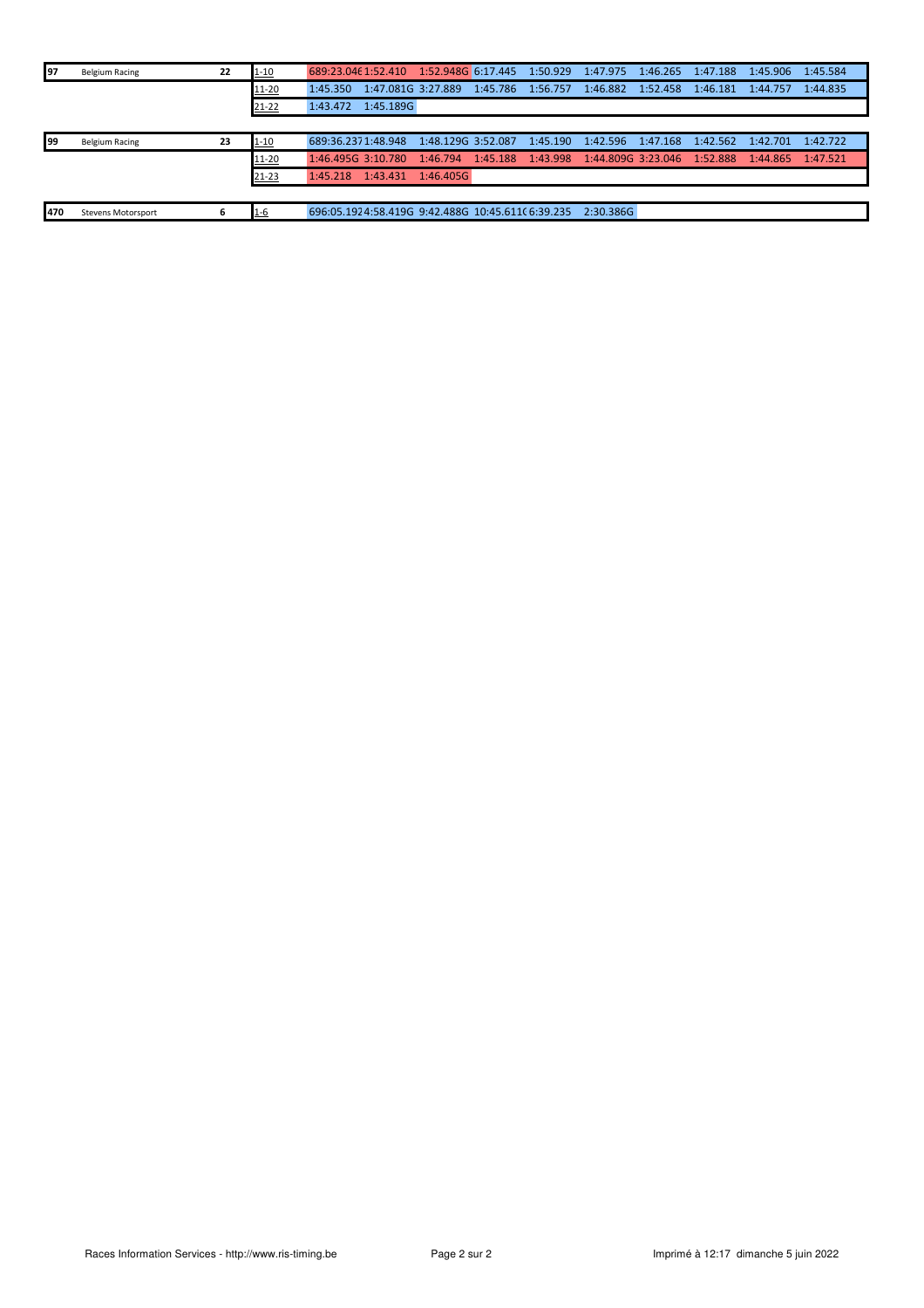| | | | | | | | | | | | | | |
|---|---|---|---|---|---|---|---|---|---|---|---|---|---|
| 97 | Belgium Racing | 22 | 1-10 | 689:23.046 | 1:52.410 | 1:52.948G | 6:17.445 | 1:50.929 | 1:47.975 | 1:46.265 | 1:47.188 | 1:45.906 | 1:45.584 |
| | | | 11-20 | 1:45.350 | 1:47.081G | 3:27.889 | 1:45.786 | 1:56.757 | 1:46.882 | 1:52.458 | 1:46.181 | 1:44.757 | 1:44.835 |
| | | | 21-22 | 1:43.472 | 1:45.189G | | | | | | | | |
| 99 | Belgium Racing | 23 | 1-10 | 689:36.237 | 1:48.948 | 1:48.129G | 3:52.087 | 1:45.190 | 1:42.596 | 1:47.168 | 1:42.562 | 1:42.701 | 1:42.722 |
| | | | 11-20 | 1:46.495G | 3:10.780 | 1:46.794 | 1:45.188 | 1:43.998 | 1:44.809G | 3:23.046 | 1:52.888 | 1:44.865 | 1:47.521 |
| | | | 21-23 | 1:45.218 | 1:43.431 | 1:46.405G | | | | | | | |
| 470 | Stevens Motorsport | 6 | 1-6 | 696:05.192 | 4:58.419G | 9:42.488G | 10:45.611 | 6:39.235 | 2:30.386G | | | | |